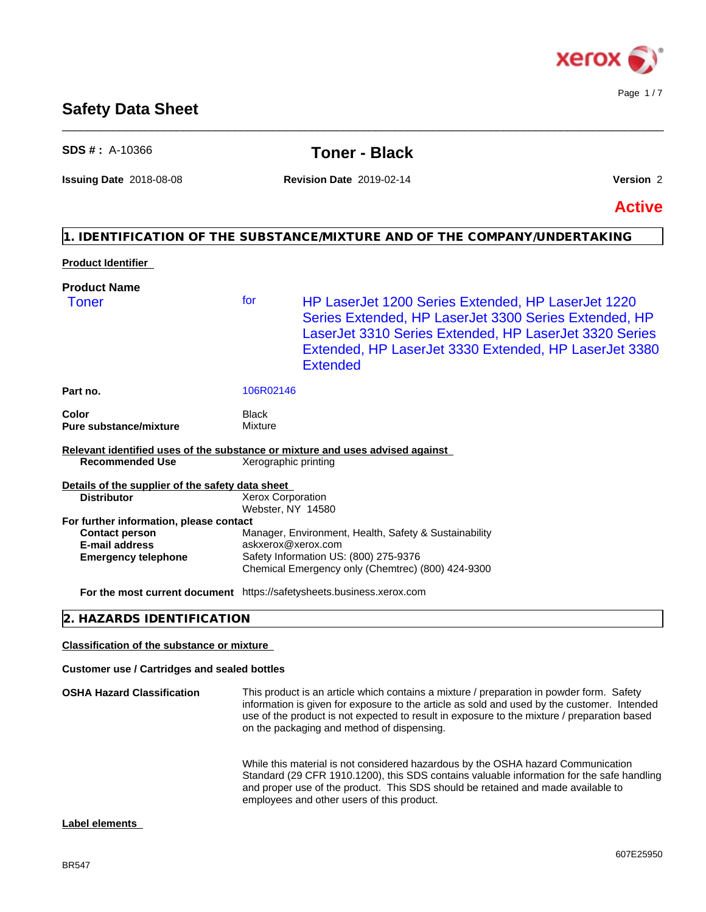# Safety Data Sheet

**SDS # :** A-10366

## Toner - Black

**Issuing Date** 2018-08-08 **Revision Date** 2019-02-14 **Version** 2

**Active**

## 1. IDENTIFICATION OF THE SUBSTANCE/MIXTURE AND OF THE COMPANY/UNDERTAKING

**Product Identifier**

**Product Name**

Toner for HP LaserJet 1200 Series Extended, HP LaserJet 1220 Series Extended, HP LaserJet 3300 Series Extended, HP LaserJet 3310 Series Extended, HP LaserJet 3320 Series Extended, HP LaserJet 3330 Extended, HP LaserJet 3380 Extended

| | |
|---|---|
| **Part no.** | 106R02146 |
| **Color** | Black |
| **Pure substance/mixture** | Mixture |

**Relevant identified uses of the substance or mixture and uses advised against**

| | |
|---|---|
| **Recommended Use** | Xerographic printing |

**Details of the supplier of the safety data sheet**

| | |
|---|---|
| **Distributor** | Xerox Corporation<br>Webster, NY 14580 |

**For further information, please contact**

| | |
|---|---|
| **Contact person** | Manager, Environment, Health, Safety & Sustainability |
| **E-mail address** | askxerox@xerox.com |
| **Emergency telephone** | Safety Information US: (800) 275-9376<br>Chemical Emergency only (Chemtrec) (800) 424-9300 |
| **For the most current document** | https://safetysheets.business.xerox.com |

## 2. HAZARDS IDENTIFICATION

**Classification of the substance or mixture**

**Customer use / Cartridges and sealed bottles**

**OSHA Hazard Classification**

This product is an article which contains a mixture / preparation in powder form. Safety information is given for exposure to the article as sold and used by the customer. Intended use of the product is not expected to result in exposure to the mixture / preparation based on the packaging and method of dispensing.

While this material is not considered hazardous by the OSHA hazard Communication Standard (29 CFR 1910.1200), this SDS contains valuable information for the safe handling and proper use of the product. This SDS should be retained and made available to employees and other users of this product.

**Label elements**

BR547

607E25950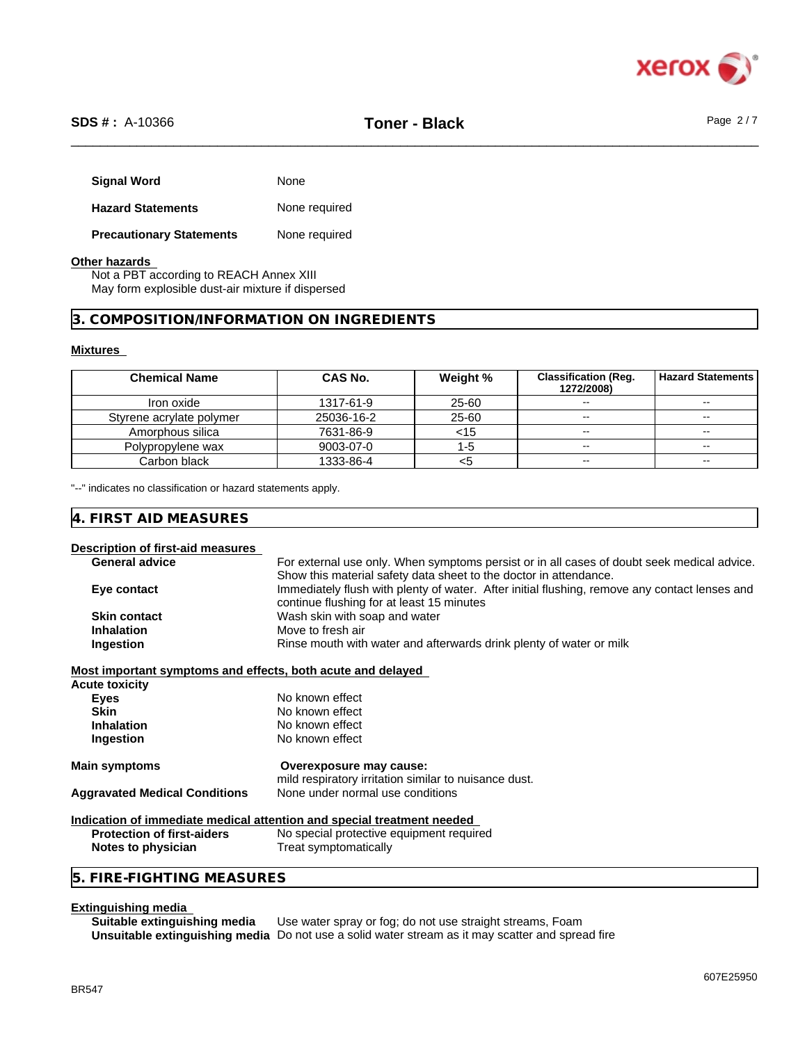| | |
|---|---|
| **Signal Word** | None |
| **Hazard Statements** | None required |
| **Precautionary Statements** | None required |

**Other hazards**

Not a PBT according to REACH Annex XIII
May form explosible dust-air mixture if dispersed

## 3. COMPOSITION/INFORMATION ON INGREDIENTS

**Mixtures**

| Chemical Name | CAS No. | Weight % | Classification (Reg. 1272/2008) | Hazard Statements |
|---|---|---|---|---|
| Iron oxide | 1317-61-9 | 25-60 | -- | -- |
| Styrene acrylate polymer | 25036-16-2 | 25-60 | -- | -- |
| Amorphous silica | 7631-86-9 | <15 | -- | -- |
| Polypropylene wax | 9003-07-0 | 1-5 | -- | -- |
| Carbon black | 1333-86-4 | <5 | -- | -- |

"--" indicates no classification or hazard statements apply.

## 4. FIRST AID MEASURES

**Description of first-aid measures**

| | |
|---|---|
| **General advice** | For external use only. When symptoms persist or in all cases of doubt seek medical advice. Show this material safety data sheet to the doctor in attendance. |
| **Eye contact** | Immediately flush with plenty of water. After initial flushing, remove any contact lenses and continue flushing for at least 15 minutes |
| **Skin contact** | Wash skin with soap and water |
| **Inhalation** | Move to fresh air |
| **Ingestion** | Rinse mouth with water and afterwards drink plenty of water or milk |

**Most important symptoms and effects, both acute and delayed**

**Acute toxicity**

| | |
|---|---|
| **Eyes** | No known effect |
| **Skin** | No known effect |
| **Inhalation** | No known effect |
| **Ingestion** | No known effect |

| | |
|---|---|
| **Main symptoms** | **Overexposure may cause:** mild respiratory irritation similar to nuisance dust. |
| **Aggravated Medical Conditions** | None under normal use conditions |

**Indication of immediate medical attention and special treatment needed**

| | |
|---|---|
| **Protection of first-aiders** | No special protective equipment required |
| **Notes to physician** | Treat symptomatically |

## 5. FIRE-FIGHTING MEASURES

**Extinguishing media**

| | |
|---|---|
| **Suitable extinguishing media** | Use water spray or fog; do not use straight streams, Foam |
| **Unsuitable extinguishing media** | Do not use a solid water stream as it may scatter and spread fire |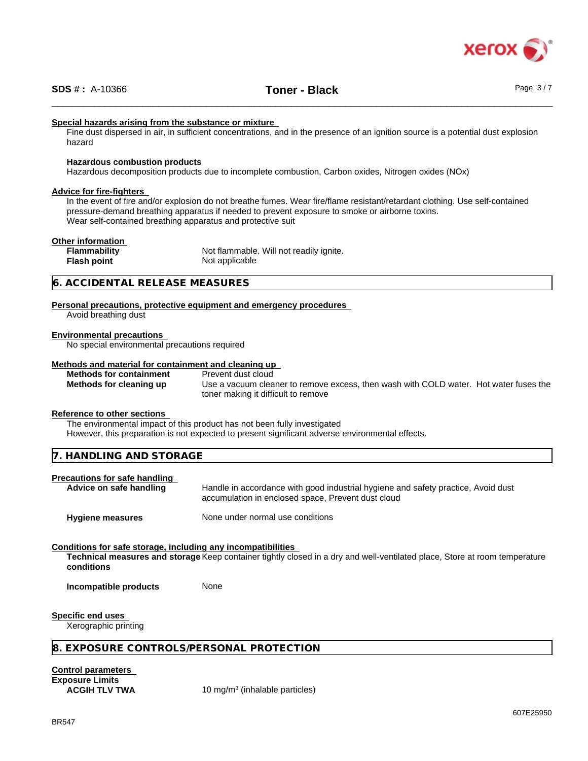**Special hazards arising from the substance or mixture**

Fine dust dispersed in air, in sufficient concentrations, and in the presence of an ignition source is a potential dust explosion hazard

**Hazardous combustion products**

Hazardous decomposition products due to incomplete combustion, Carbon oxides, Nitrogen oxides (NOx)

**Advice for fire-fighters**

In the event of fire and/or explosion do not breathe fumes. Wear fire/flame resistant/retardant clothing. Use self-contained pressure-demand breathing apparatus if needed to prevent exposure to smoke or airborne toxins.
Wear self-contained breathing apparatus and protective suit

**Other information**

| | |
|---|---|
| **Flammability** | Not flammable. Will not readily ignite. |
| **Flash point** | Not applicable |

## 6. ACCIDENTAL RELEASE MEASURES

**Personal precautions, protective equipment and emergency procedures**

Avoid breathing dust

**Environmental precautions**

No special environmental precautions required

**Methods and material for containment and cleaning up**

| | |
|---|---|
| **Methods for containment** | Prevent dust cloud |
| **Methods for cleaning up** | Use a vacuum cleaner to remove excess, then wash with COLD water. Hot water fuses the toner making it difficult to remove |

**Reference to other sections**

The environmental impact of this product has not been fully investigated
However, this preparation is not expected to present significant adverse environmental effects.

## 7. HANDLING AND STORAGE

**Precautions for safe handling**

| | |
|---|---|
| **Advice on safe handling** | Handle in accordance with good industrial hygiene and safety practice, Avoid dust accumulation in enclosed space, Prevent dust cloud |
| **Hygiene measures** | None under normal use conditions |

**Conditions for safe storage, including any incompatibilities**

| | |
|---|---|
| **Technical measures and storage conditions** | Keep container tightly closed in a dry and well-ventilated place, Store at room temperature |
| **Incompatible products** | None |

**Specific end uses**

Xerographic printing

## 8. EXPOSURE CONTROLS/PERSONAL PROTECTION

**Control parameters**

**Exposure Limits**

| | |
|---|---|
| **ACGIH TLV TWA** | 10 mg/m$^3$ (inhalable particles) |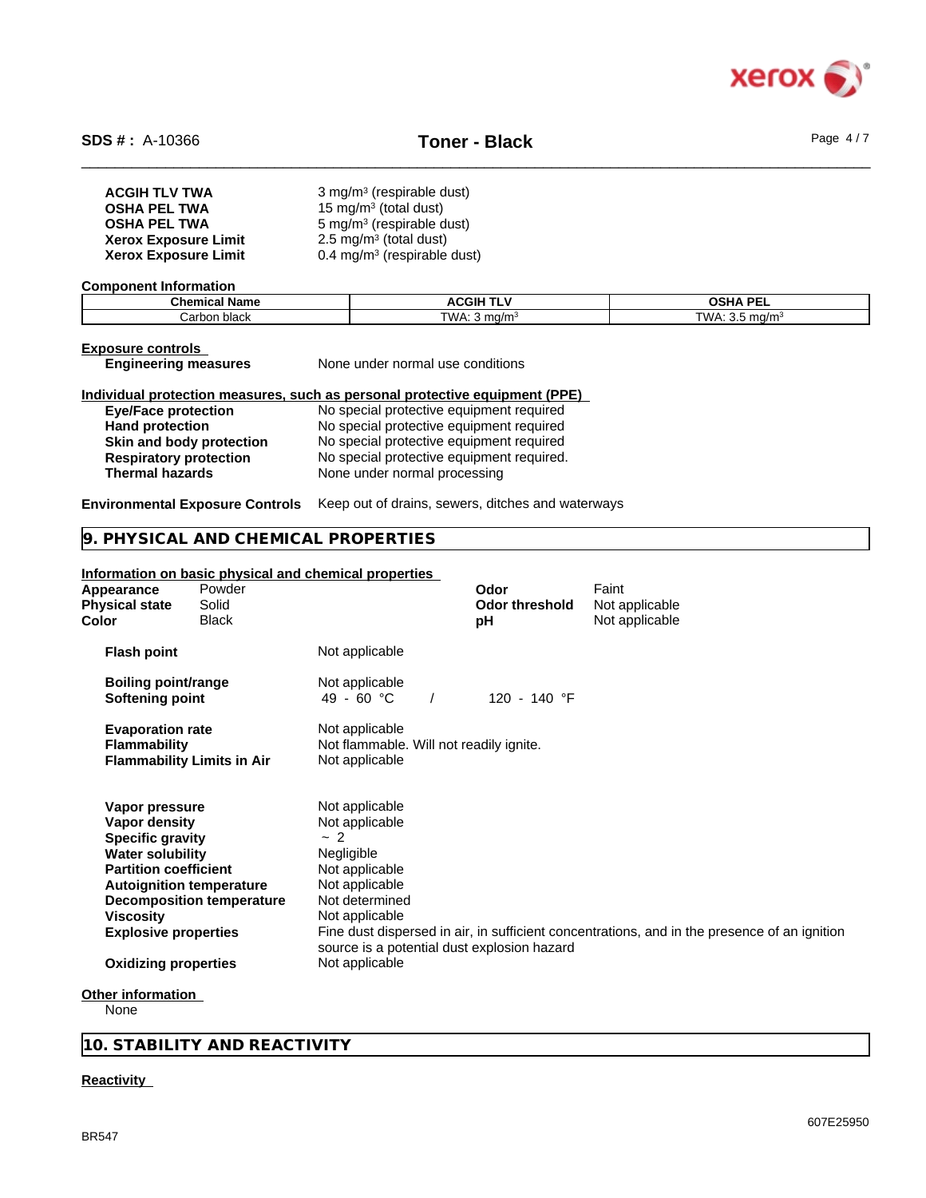| | |
|---|---|
| **ACGIH TLV TWA** | 3 mg/m³ (respirable dust) |
| **OSHA PEL TWA** | 15 mg/m³ (total dust) |
| **OSHA PEL TWA** | 5 mg/m³ (respirable dust) |
| **Xerox Exposure Limit** | 2.5 mg/m³ (total dust) |
| **Xerox Exposure Limit** | 0.4 mg/m³ (respirable dust) |

**Component Information**

| Chemical Name | ACGIH TLV | OSHA PEL |
|---|---|---|
| Carbon black | TWA: 3 mg/m³ | TWA: 3.5 mg/m³ |

**Exposure controls**

**Engineering measures** None under normal use conditions

**Individual protection measures, such as personal protective equipment (PPE)**

| | |
|---|---|
| **Eye/Face protection** | No special protective equipment required |
| **Hand protection** | No special protective equipment required |
| **Skin and body protection** | No special protective equipment required |
| **Respiratory protection** | No special protective equipment required. |
| **Thermal hazards** | None under normal processing |

**Environmental Exposure Controls** Keep out of drains, sewers, ditches and waterways

## 9. PHYSICAL AND CHEMICAL PROPERTIES

**Information on basic physical and chemical properties**

| | | | |
|---|---|---|---|
| **Appearance** | Powder | **Odor** | Faint |
| **Physical state** | Solid | **Odor threshold** | Not applicable |
| **Color** | Black | **pH** | Not applicable |

| | |
|---|---|
| **Flash point** | Not applicable |
| **Boiling point/range** | Not applicable |
| **Softening point** | 49 - 60 °C / 120 - 140 °F |
| **Evaporation rate** | Not applicable |
| **Flammability** | Not flammable. Will not readily ignite. |
| **Flammability Limits in Air** | Not applicable |
| **Vapor pressure** | Not applicable |
| **Vapor density** | Not applicable |
| **Specific gravity** | ~ 2 |
| **Water solubility** | Negligible |
| **Partition coefficient** | Not applicable |
| **Autoignition temperature** | Not applicable |
| **Decomposition temperature** | Not determined |
| **Viscosity** | Not applicable |
| **Explosive properties** | Fine dust dispersed in air, in sufficient concentrations, and in the presence of an ignition source is a potential dust explosion hazard |
| **Oxidizing properties** | Not applicable |

**Other information**

None

## 10. STABILITY AND REACTIVITY

**Reactivity**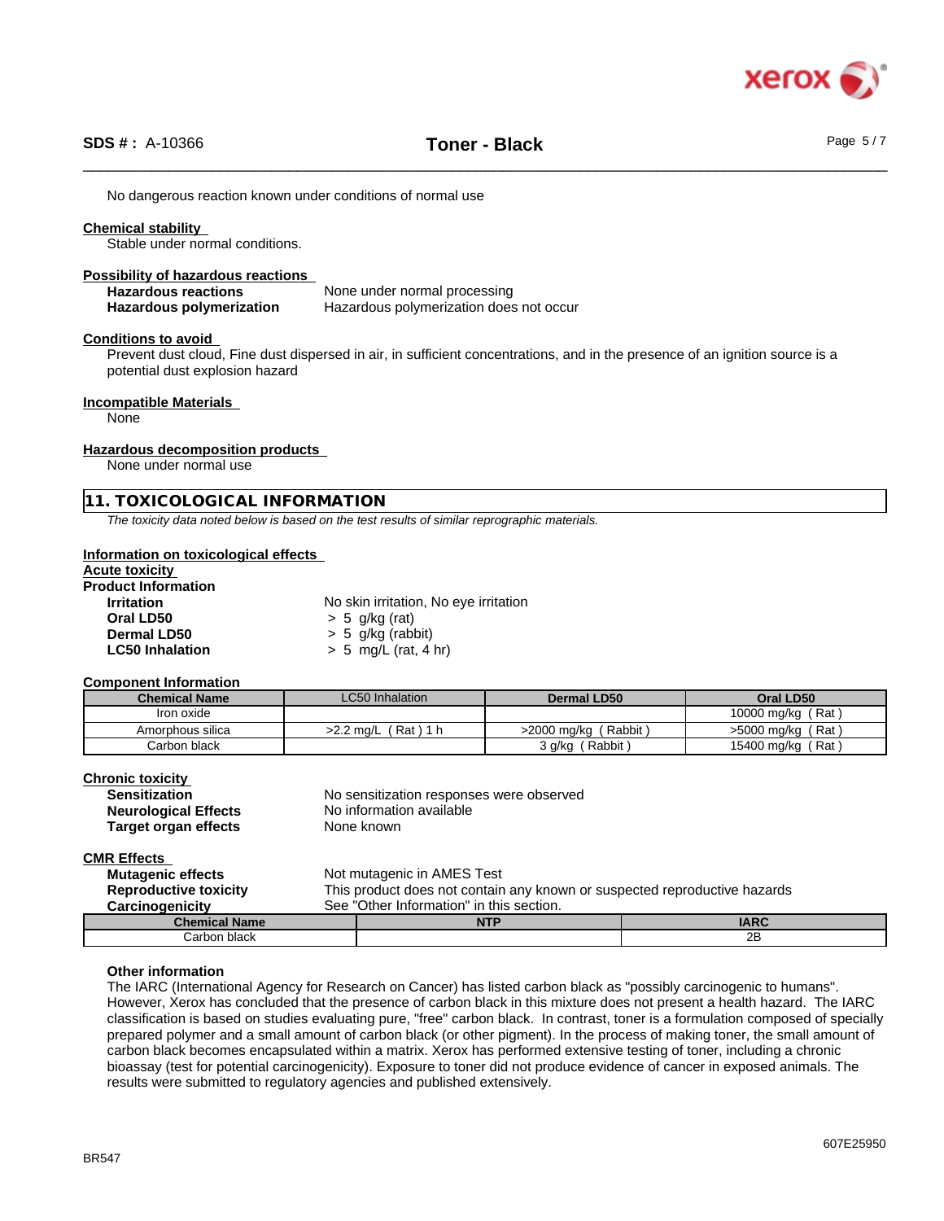No dangerous reaction known under conditions of normal use

**Chemical stability**

Stable under normal conditions.

**Possibility of hazardous reactions**

| | |
|---|---|
| **Hazardous reactions** | None under normal processing |
| **Hazardous polymerization** | Hazardous polymerization does not occur |

**Conditions to avoid**

Prevent dust cloud, Fine dust dispersed in air, in sufficient concentrations, and in the presence of an ignition source is a potential dust explosion hazard

**Incompatible Materials**

None

**Hazardous decomposition products**

None under normal use

## 11. TOXICOLOGICAL INFORMATION

*The toxicity data noted below is based on the test results of similar reprographic materials.*

**Information on toxicological effects**

**Acute toxicity**

**Product Information**

| | |
|---|---|
| **Irritation** | No skin irritation, No eye irritation |
| **Oral LD50** | > 5 g/kg (rat) |
| **Dermal LD50** | > 5 g/kg (rabbit) |
| **LC50 Inhalation** | > 5 mg/L (rat, 4 hr) |

**Component Information**

| Chemical Name | LC50 Inhalation | Dermal LD50 | Oral LD50 |
|---|---|---|---|
| Iron oxide | | | 10000 mg/kg ( Rat ) |
| Amorphous silica | >2.2 mg/L ( Rat ) 1 h | >2000 mg/kg ( Rabbit ) | >5000 mg/kg ( Rat ) |
| Carbon black | | 3 g/kg ( Rabbit ) | 15400 mg/kg ( Rat ) |

**Chronic toxicity**

| | |
|---|---|
| **Sensitization** | No sensitization responses were observed |
| **Neurological Effects** | No information available |
| **Target organ effects** | None known |

**CMR Effects**

| | |
|---|---|
| **Mutagenic effects** | Not mutagenic in AMES Test |
| **Reproductive toxicity** | This product does not contain any known or suspected reproductive hazards |
| **Carcinogenicity** | See "Other Information" in this section. |

| Chemical Name | NTP | IARC |
|---|---|---|
| Carbon black | | 2B |

**Other information**

The IARC (International Agency for Research on Cancer) has listed carbon black as "possibly carcinogenic to humans". However, Xerox has concluded that the presence of carbon black in this mixture does not present a health hazard. The IARC classification is based on studies evaluating pure, "free" carbon black. In contrast, toner is a formulation composed of specially prepared polymer and a small amount of carbon black (or other pigment). In the process of making toner, the small amount of carbon black becomes encapsulated within a matrix. Xerox has performed extensive testing of toner, including a chronic bioassay (test for potential carcinogenicity). Exposure to toner did not produce evidence of cancer in exposed animals. The results were submitted to regulatory agencies and published extensively.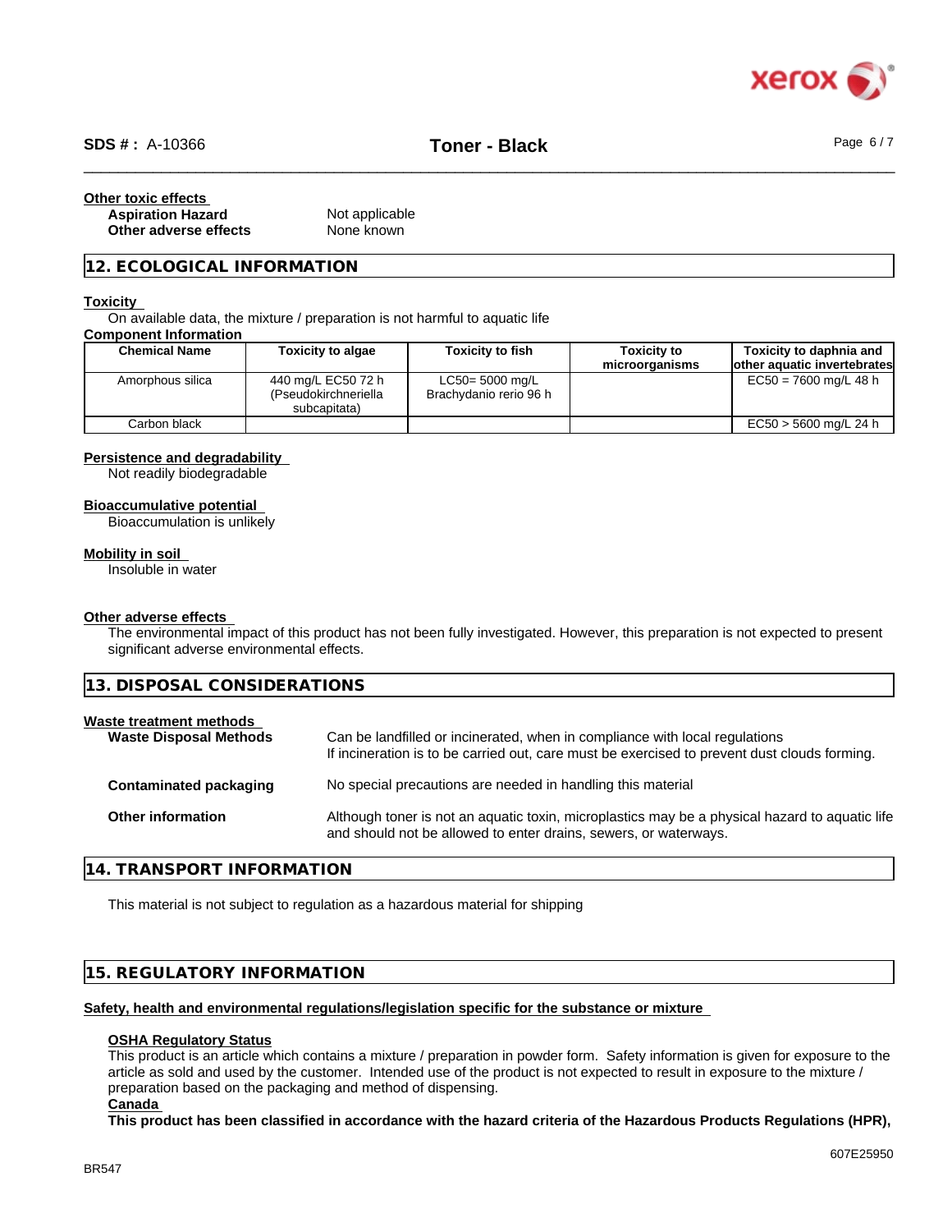**Other toxic effects**

| | |
|---|---|
| **Aspiration Hazard** | Not applicable |
| **Other adverse effects** | None known |

## 12. ECOLOGICAL INFORMATION

**Toxicity**

On available data, the mixture / preparation is not harmful to aquatic life

**Component Information**

| Chemical Name | Toxicity to algae | Toxicity to fish | Toxicity to microorganisms | Toxicity to daphnia and other aquatic invertebrates |
|---|---|---|---|---|
| Amorphous silica | 440 mg/L EC50 72 h (Pseudokirchneriella subcapitata) | LC50= 5000 mg/L Brachydanio rerio 96 h | | EC50 = 7600 mg/L 48 h |
| Carbon black | | | | EC50 > 5600 mg/L 24 h |

**Persistence and degradability**

Not readily biodegradable

**Bioaccumulative potential**

Bioaccumulation is unlikely

**Mobility in soil**

Insoluble in water

**Other adverse effects**

The environmental impact of this product has not been fully investigated. However, this preparation is not expected to present significant adverse environmental effects.

## 13. DISPOSAL CONSIDERATIONS

**Waste treatment methods**

| | |
|---|---|
| **Waste Disposal Methods** | Can be landfilled or incinerated, when in compliance with local regulations<br>If incineration is to be carried out, care must be exercised to prevent dust clouds forming. |
| **Contaminated packaging** | No special precautions are needed in handling this material |
| **Other information** | Although toner is not an aquatic toxin, microplastics may be a physical hazard to aquatic life and should not be allowed to enter drains, sewers, or waterways. |

## 14. TRANSPORT INFORMATION

This material is not subject to regulation as a hazardous material for shipping

## 15. REGULATORY INFORMATION

**Safety, health and environmental regulations/legislation specific for the substance or mixture**

**OSHA Regulatory Status**

This product is an article which contains a mixture / preparation in powder form. Safety information is given for exposure to the article as sold and used by the customer. Intended use of the product is not expected to result in exposure to the mixture / preparation based on the packaging and method of dispensing.

**Canada**

**This product has been classified in accordance with the hazard criteria of the Hazardous Products Regulations (HPR),**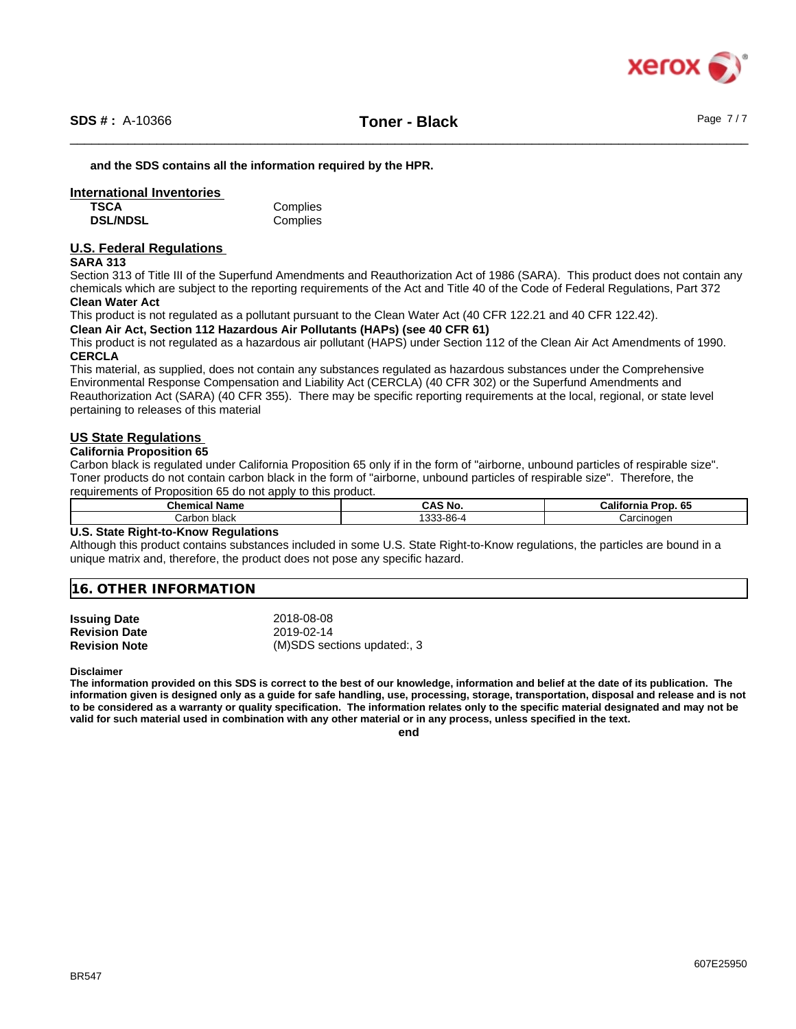**and the SDS contains all the information required by the HPR.**

## International Inventories

| | |
|---|---|
| **TSCA** | Complies |
| **DSL/NDSL** | Complies |

## U.S. Federal Regulations

**SARA 313**

Section 313 of Title III of the Superfund Amendments and Reauthorization Act of 1986 (SARA). This product does not contain any chemicals which are subject to the reporting requirements of the Act and Title 40 of the Code of Federal Regulations, Part 372

**Clean Water Act**

This product is not regulated as a pollutant pursuant to the Clean Water Act (40 CFR 122.21 and 40 CFR 122.42).

**Clean Air Act, Section 112 Hazardous Air Pollutants (HAPs) (see 40 CFR 61)**

This product is not regulated as a hazardous air pollutant (HAPS) under Section 112 of the Clean Air Act Amendments of 1990.

**CERCLA**

This material, as supplied, does not contain any substances regulated as hazardous substances under the Comprehensive Environmental Response Compensation and Liability Act (CERCLA) (40 CFR 302) or the Superfund Amendments and Reauthorization Act (SARA) (40 CFR 355). There may be specific reporting requirements at the local, regional, or state level pertaining to releases of this material

## US State Regulations

**California Proposition 65**

Carbon black is regulated under California Proposition 65 only if in the form of "airborne, unbound particles of respirable size". Toner products do not contain carbon black in the form of "airborne, unbound particles of respirable size". Therefore, the requirements of Proposition 65 do not apply to this product.

| Chemical Name | CAS No. | California Prop. 65 |
|---|---|---|
| Carbon black | 1333-86-4 | Carcinogen |

**U.S. State Right-to-Know Regulations**

Although this product contains substances included in some U.S. State Right-to-Know regulations, the particles are bound in a unique matrix and, therefore, the product does not pose any specific hazard.

## 16. OTHER INFORMATION

| | |
|---|---|
| **Issuing Date** | 2018-08-08 |
| **Revision Date** | 2019-02-14 |
| **Revision Note** | (M)SDS sections updated:, 3 |

**Disclaimer**

**The information provided on this SDS is correct to the best of our knowledge, information and belief at the date of its publication. The information given is designed only as a guide for safe handling, use, processing, storage, transportation, disposal and release and is not to be considered as a warranty or quality specification. The information relates only to the specific material designated and may not be valid for such material used in combination with any other material or in any process, unless specified in the text.**

**end**

BR547

607E25950